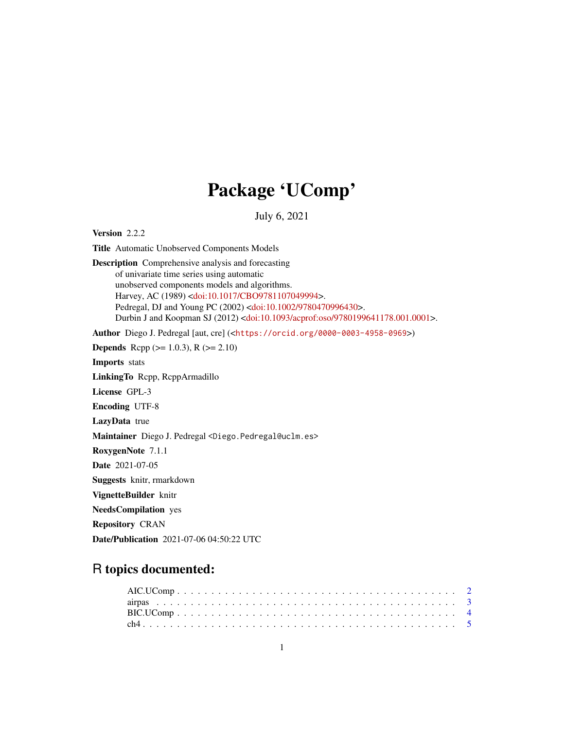# Package 'UComp'

July 6, 2021

**Version** 2.2.2

**Title** Automatic Unobserved Components Models

**Description** Comprehensive analysis and forecasting of univariate time series using automatic unobserved components models and algorithms.
Harvey, AC (1989) <doi:10.1017/CBO9781107049994>.
Pedregal, DJ and Young PC (2002) <doi:10.1002/9780470996430>.
Durbin J and Koopman SJ (2012) <doi:10.1093/acprof:oso/9780199641178.001.0001>.

**Author** Diego J. Pedregal [aut, cre] (<https://orcid.org/0000-0003-4958-0969>)

**Depends** Rcpp (>= 1.0.3), R (>= 2.10)

**Imports** stats

**LinkingTo** Rcpp, RcppArmadillo

**License** GPL-3

**Encoding** UTF-8

**LazyData** true

**Maintainer** Diego J. Pedregal <Diego.Pedregal@uclm.es>

**RoxygenNote** 7.1.1

**Date** 2021-07-05

**Suggests** knitr, rmarkdown

**VignetteBuilder** knitr

**NeedsCompilation** yes

**Repository** CRAN

**Date/Publication** 2021-07-06 04:50:22 UTC

## R topics documented:

- AIC.UComp . . . . . . . . . . . . . . . . . . . . . . . . . . . . . . . . . . . . . . . . 2
- airpas . . . . . . . . . . . . . . . . . . . . . . . . . . . . . . . . . . . . . . . . . . . 3
- BIC.UComp . . . . . . . . . . . . . . . . . . . . . . . . . . . . . . . . . . . . . . . . 4
- ch4 . . . . . . . . . . . . . . . . . . . . . . . . . . . . . . . . . . . . . . . . . . . . 5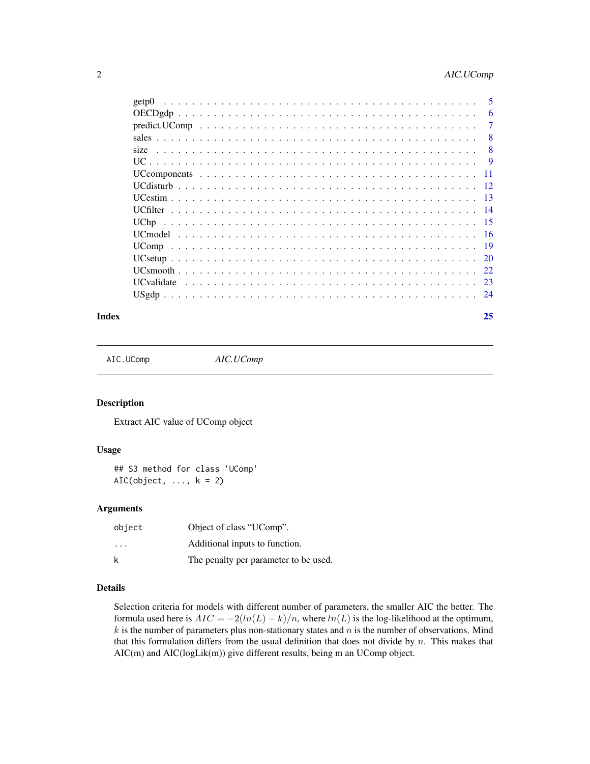| | |
|---|---|
| getp0 | 5 |
| OECDgdp | 6 |
| predict.UComp | 7 |
| sales | 8 |
| size | 8 |
| UC | 9 |
| UCcomponents | 11 |
| UCdisturb | 12 |
| UCestim | 13 |
| UCfilter | 14 |
| UChp | 15 |
| UCmodel | 16 |
| UComp | 19 |
| UCsetup | 20 |
| UCsmooth | 22 |
| UCvalidate | 23 |
| USgdp | 24 |

**Index** 25

---

`AIC.UComp` *AIC.UComp*

---

### Description

Extract AIC value of UComp object

### Usage

```
## S3 method for class 'UComp'
AIC(object, ..., k = 2)
```

### Arguments

| | |
|---|---|
| `object` | Object of class “UComp”. |
| `...` | Additional inputs to function. |
| `k` | The penalty per parameter to be used. |

### Details

Selection criteria for models with different number of parameters, the smaller AIC the better. The formula used here is $AIC = -2(ln(L) - k)/n$, where $ln(L)$ is the log-likelihood at the optimum, $k$ is the number of parameters plus non-stationary states and $n$ is the number of observations. Mind that this formulation differs from the usual definition that does not divide by $n$. This makes that AIC(m) and AIC(logLik(m)) give different results, being m an UComp object.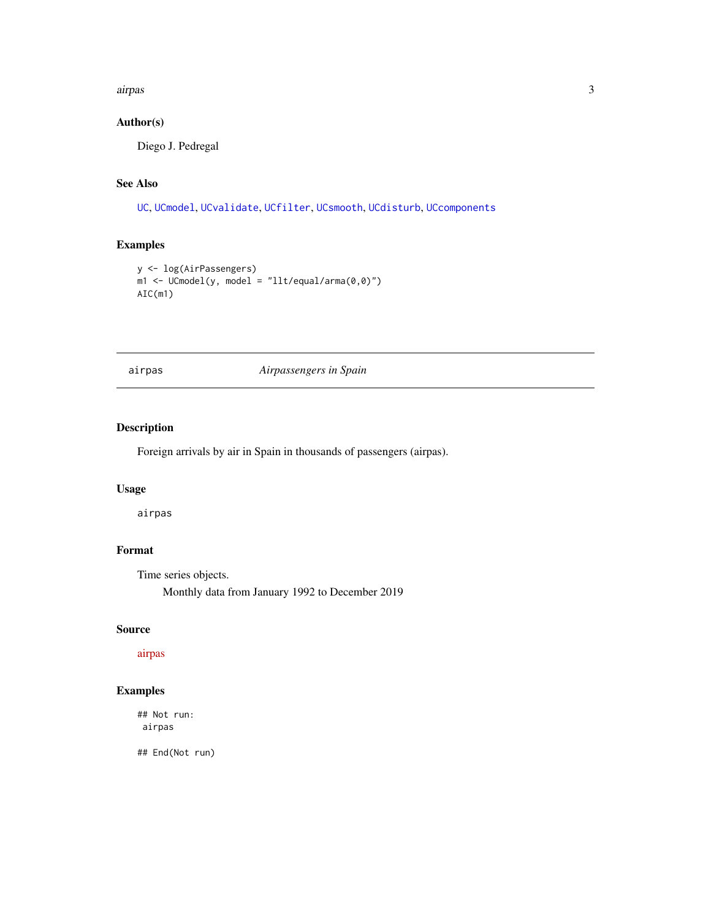### Author(s)

Diego J. Pedregal

### See Also

UC, UCmodel, UCvalidate, UCfilter, UCsmooth, UCdisturb, UCcomponents

### Examples

```
y <- log(AirPassengers)
m1 <- UCmodel(y, model = "llt/equal/arma(0,0)")
AIC(m1)
```

---

## airpas &nbsp;&nbsp;&nbsp;&nbsp;&nbsp;&nbsp;&nbsp; *Airpassengers in Spain*

---

### Description

Foreign arrivals by air in Spain in thousands of passengers (airpas).

### Usage

```
airpas
```

### Format

Time series objects.

Monthly data from January 1992 to December 2019

### Source

airpas

### Examples

```
## Not run:
 airpas

## End(Not run)
```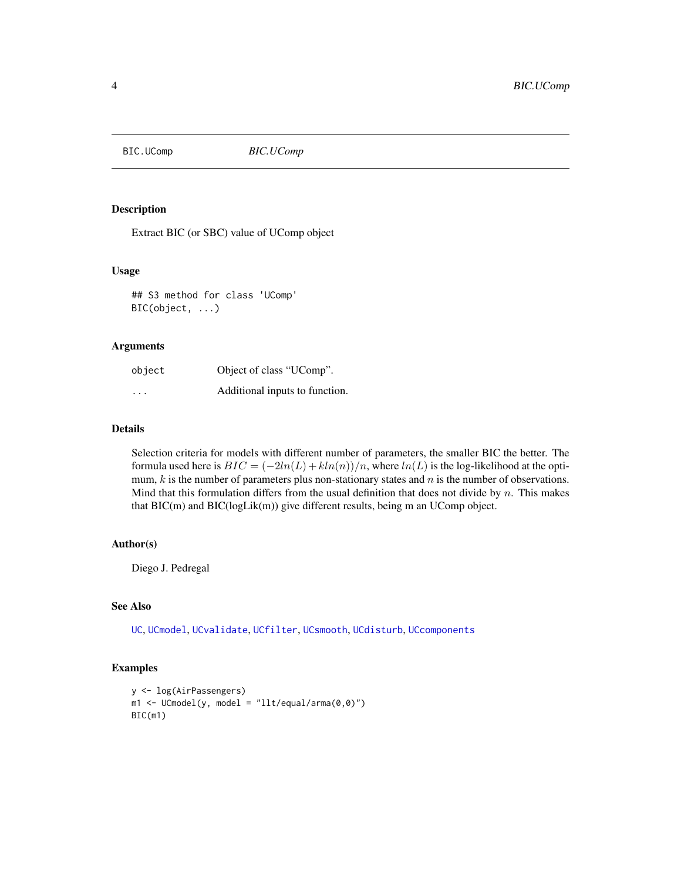BIC.UComp *BIC.UComp*

## Description

Extract BIC (or SBC) value of UComp object

## Usage

```
## S3 method for class 'UComp'
BIC(object, ...)
```

## Arguments

| | |
|---|---|
| object | Object of class "UComp". |
| ... | Additional inputs to function. |

## Details

Selection criteria for models with different number of parameters, the smaller BIC the better. The formula used here is $BIC = (-2ln(L) + kln(n))/n$, where $ln(L)$ is the log-likelihood at the optimum, $k$ is the number of parameters plus non-stationary states and $n$ is the number of observations. Mind that this formulation differs from the usual definition that does not divide by $n$. This makes that BIC(m) and BIC(logLik(m)) give different results, being m an UComp object.

## Author(s)

Diego J. Pedregal

## See Also

UC, UCmodel, UCvalidate, UCfilter, UCsmooth, UCdisturb, UCcomponents

## Examples

```
y <- log(AirPassengers)
m1 <- UCmodel(y, model = "llt/equal/arma(0,0)")
BIC(m1)
```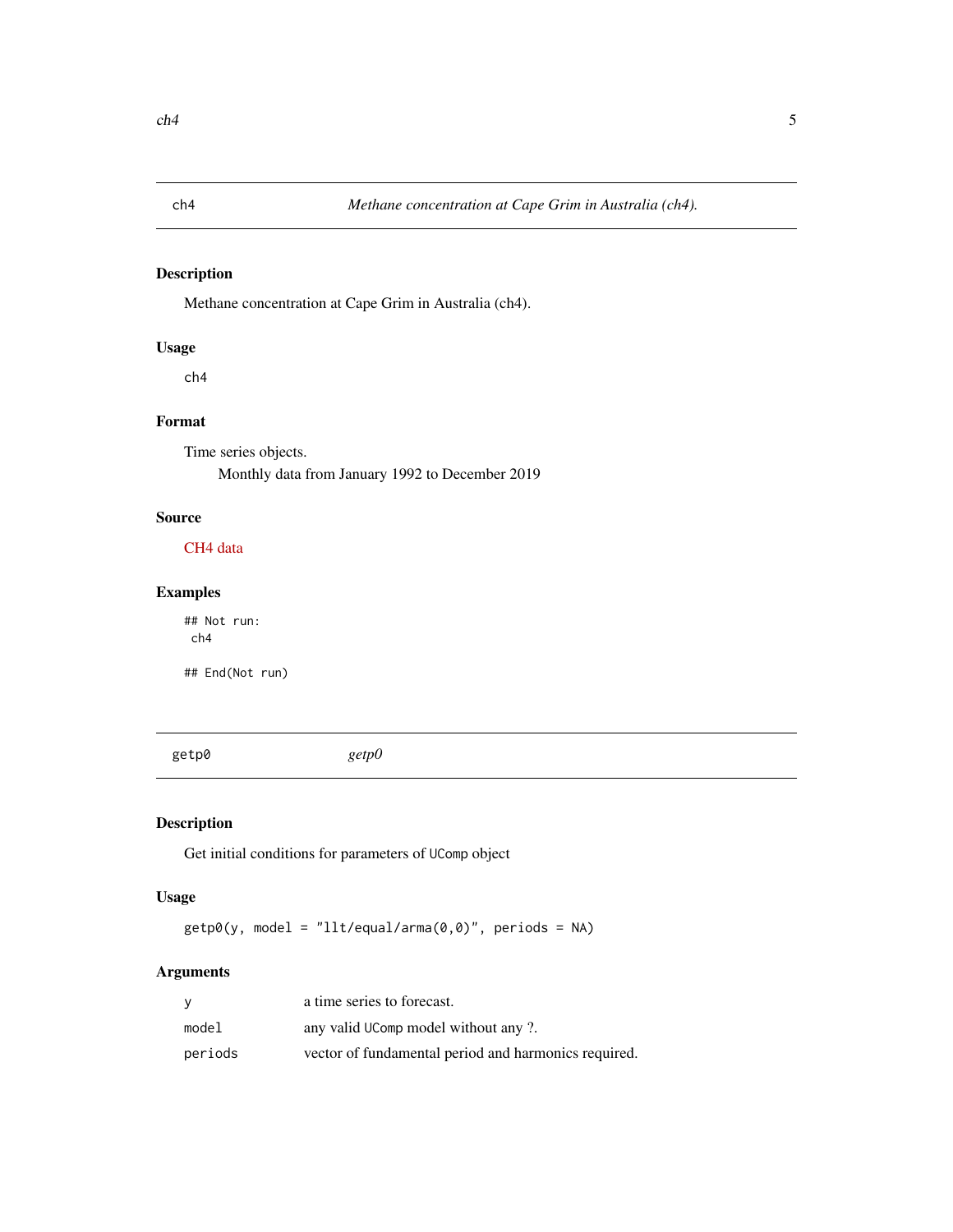## ch4 — *Methane concentration at Cape Grim in Australia (ch4).*

### Description

Methane concentration at Cape Grim in Australia (ch4).

### Usage

```
ch4
```

### Format

Time series objects.

Monthly data from January 1992 to December 2019

### Source

CH4 data

### Examples

```
## Not run:
 ch4

## End(Not run)
```

## getp0 — *getp0*

### Description

Get initial conditions for parameters of UComp object

### Usage

```
getp0(y, model = "llt/equal/arma(0,0)", periods = NA)
```

### Arguments

| | |
|---|---|
| y | a time series to forecast. |
| model | any valid UComp model without any ?. |
| periods | vector of fundamental period and harmonics required. |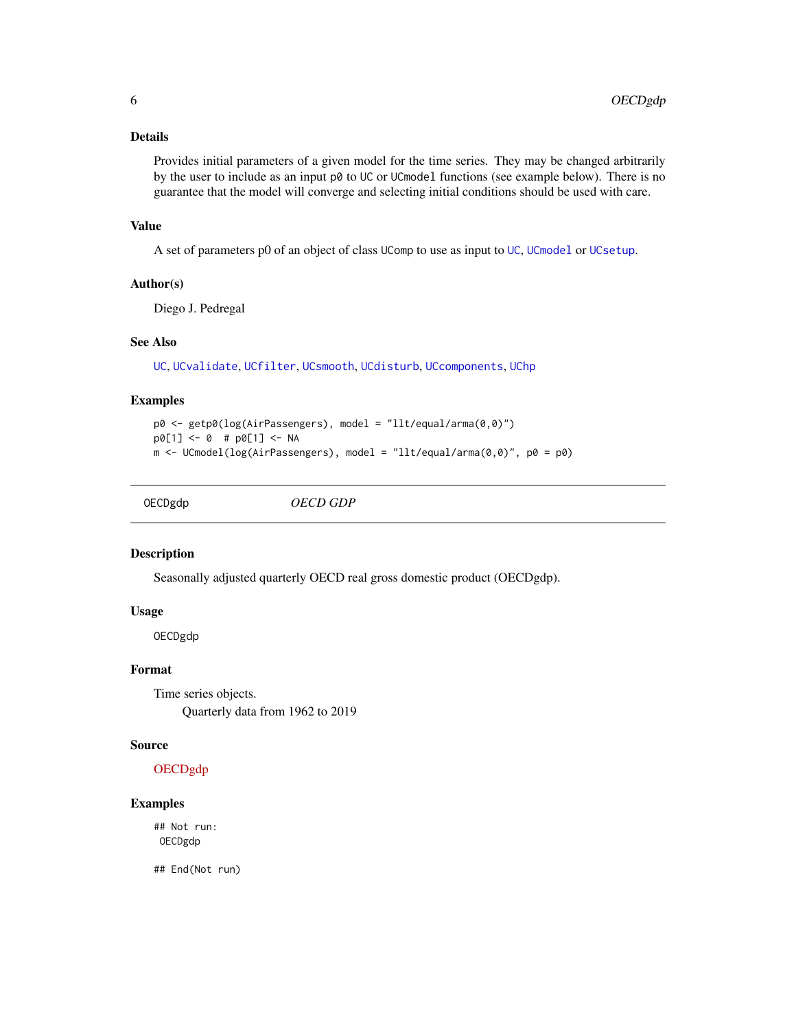### Details

Provides initial parameters of a given model for the time series. They may be changed arbitrarily by the user to include as an input `p0` to `UC` or `UCmodel` functions (see example below). There is no guarantee that the model will converge and selecting initial conditions should be used with care.

### Value

A set of parameters p0 of an object of class `UComp` to use as input to `UC`, `UCmodel` or `UCsetup`.

### Author(s)

Diego J. Pedregal

### See Also

`UC`, `UCvalidate`, `UCfilter`, `UCsmooth`, `UCdisturb`, `UCcomponents`, `UChp`

### Examples

```
p0 <- getp0(log(AirPassengers), model = "llt/equal/arma(0,0)")
p0[1] <- 0  # p0[1] <- NA
m <- UCmodel(log(AirPassengers), model = "llt/equal/arma(0,0)", p0 = p0)
```

---

## OECDgdp — *OECD GDP*

---

### Description

Seasonally adjusted quarterly OECD real gross domestic product (OECDgdp).

### Usage

```
OECDgdp
```

### Format

Time series objects.
Quarterly data from 1962 to 2019

### Source

OECDgdp

### Examples

```
## Not run:
 OECDgdp

## End(Not run)
```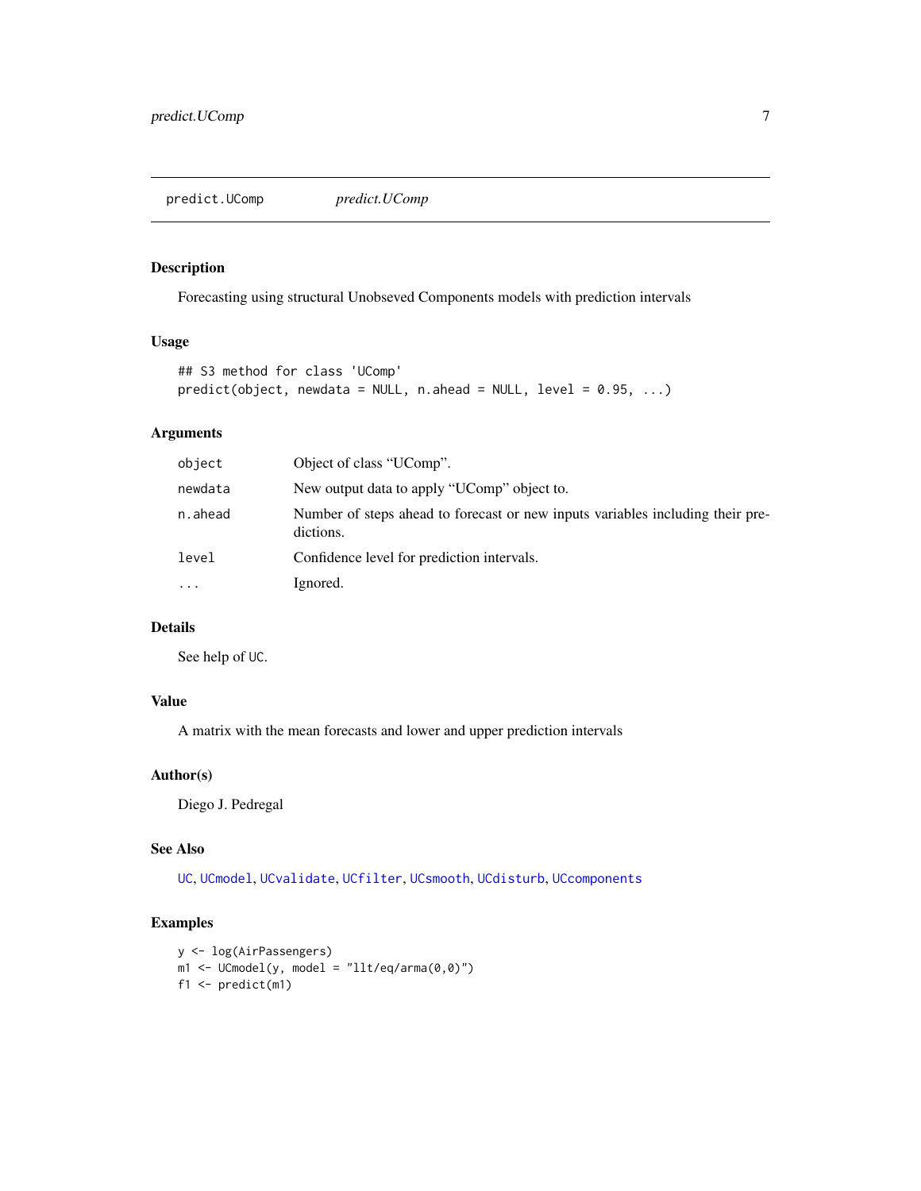# predict.UComp — *predict.UComp*

## Description

Forecasting using structural Unobseved Components models with prediction intervals

## Usage

```
## S3 method for class 'UComp'
predict(object, newdata = NULL, n.ahead = NULL, level = 0.95, ...)
```

## Arguments

| | |
|---|---|
| `object` | Object of class "UComp". |
| `newdata` | New output data to apply "UComp" object to. |
| `n.ahead` | Number of steps ahead to forecast or new inputs variables including their predictions. |
| `level` | Confidence level for prediction intervals. |
| `...` | Ignored. |

## Details

See help of `UC`.

## Value

A matrix with the mean forecasts and lower and upper prediction intervals

## Author(s)

Diego J. Pedregal

## See Also

`UC`, `UCmodel`, `UCvalidate`, `UCfilter`, `UCsmooth`, `UCdisturb`, `UCcomponents`

## Examples

```
y <- log(AirPassengers)
m1 <- UCmodel(y, model = "llt/eq/arma(0,0)")
f1 <- predict(m1)
```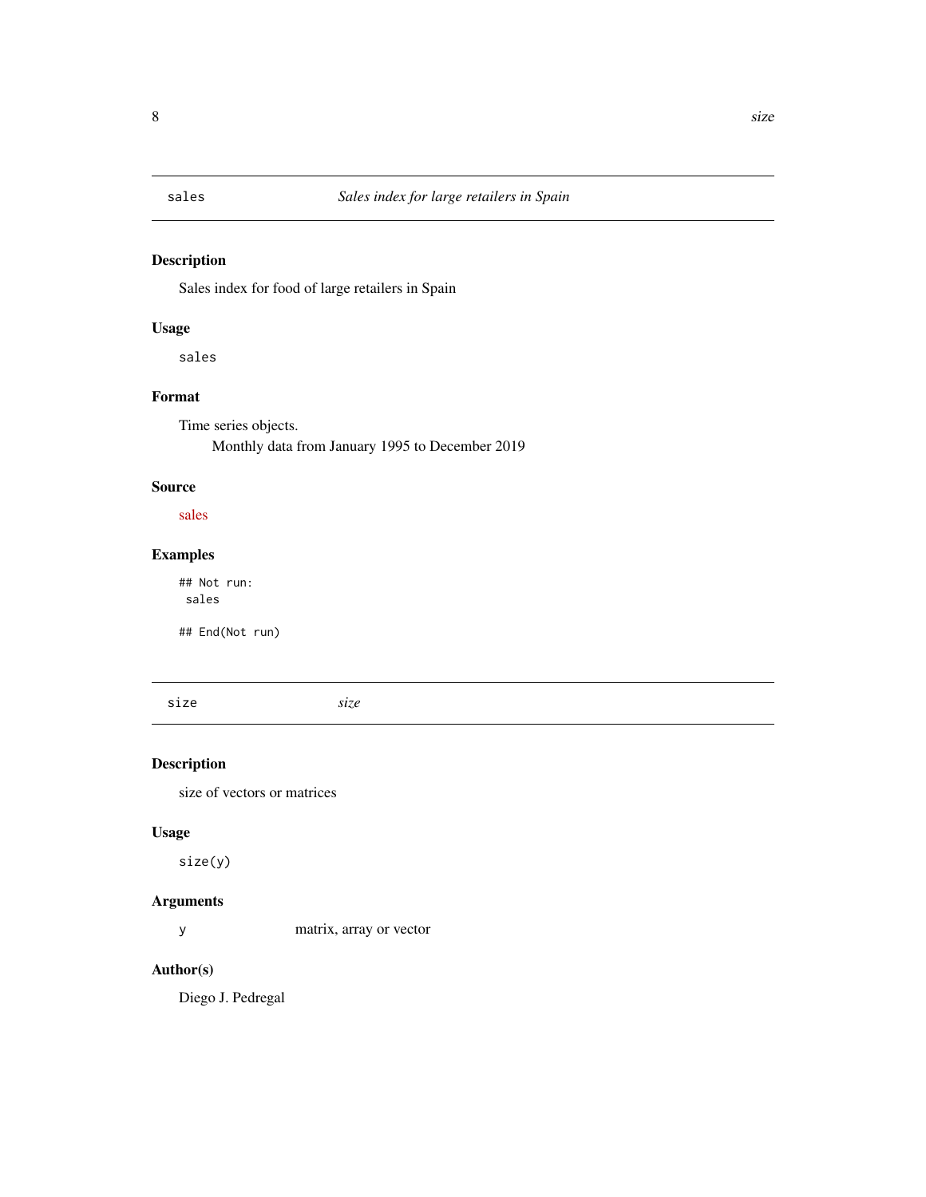## sales — *Sales index for large retailers in Spain*

### Description

Sales index for food of large retailers in Spain

### Usage

```
sales
```

### Format

Time series objects.

Monthly data from January 1995 to December 2019

### Source

sales

### Examples

```
## Not run:
 sales

## End(Not run)
```

## size — *size*

### Description

size of vectors or matrices

### Usage

```
size(y)
```

### Arguments

| | |
|---|---|
| y | matrix, array or vector |

### Author(s)

Diego J. Pedregal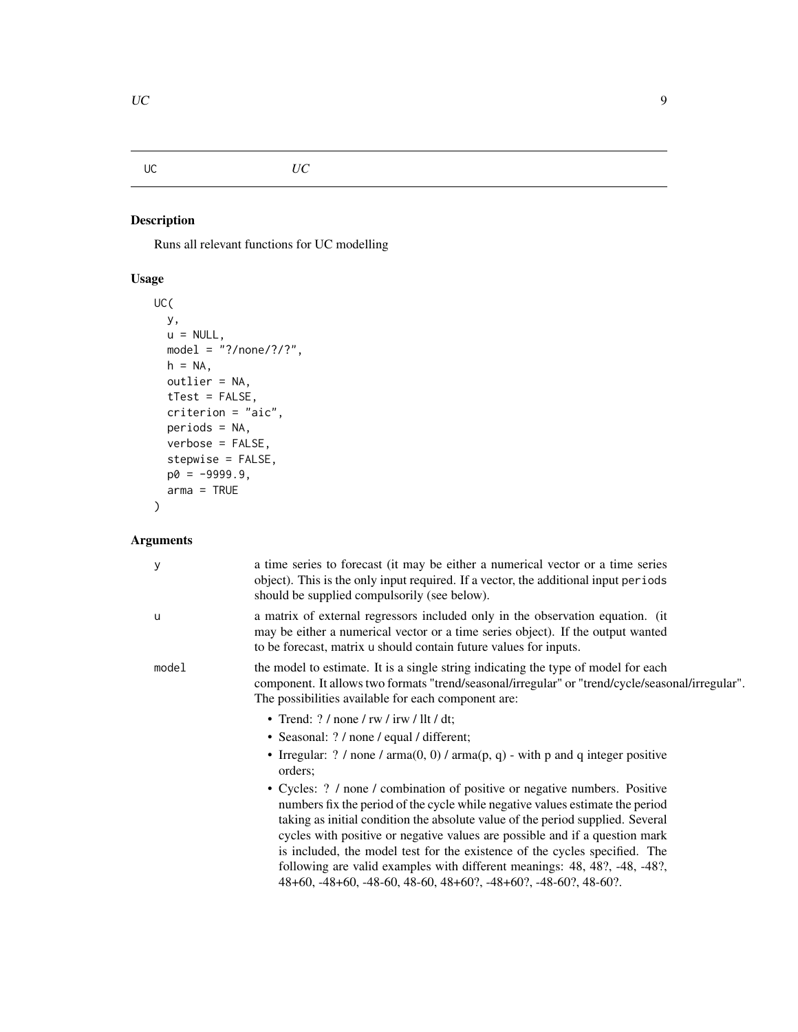## UC — *UC*

### Description

Runs all relevant functions for UC modelling

### Usage

```
UC(
  y,
  u = NULL,
  model = "?/none/?/?",
  h = NA,
  outlier = NA,
  tTest = FALSE,
  criterion = "aic",
  periods = NA,
  verbose = FALSE,
  stepwise = FALSE,
  p0 = -9999.9,
  arma = TRUE
)
```

### Arguments

| Argument | Description |
|---|---|
| y | a time series to forecast (it may be either a numerical vector or a time series object). This is the only input required. If a vector, the additional input `periods` should be supplied compulsorily (see below). |
| u | a matrix of external regressors included only in the observation equation. (it may be either a numerical vector or a time series object). If the output wanted to be forecast, matrix `u` should contain future values for inputs. |
| model | the model to estimate. It is a single string indicating the type of model for each component. It allows two formats "trend/seasonal/irregular" or "trend/cycle/seasonal/irregular". The possibilities available for each component are:<br>• Trend: ? / none / rw / irw / llt / dt;<br>• Seasonal: ? / none / equal / different;<br>• Irregular: ? / none / arma(0, 0) / arma(p, q) - with p and q integer positive orders;<br>• Cycles: ? / none / combination of positive or negative numbers. Positive numbers fix the period of the cycle while negative values estimate the period taking as initial condition the absolute value of the period supplied. Several cycles with positive or negative values are possible and if a question mark is included, the model test for the existence of the cycles specified. The following are valid examples with different meanings: 48, 48?, -48, -48?, 48+60, -48+60, -48-60, 48-60, 48+60?, -48+60?, -48-60?, 48-60?. |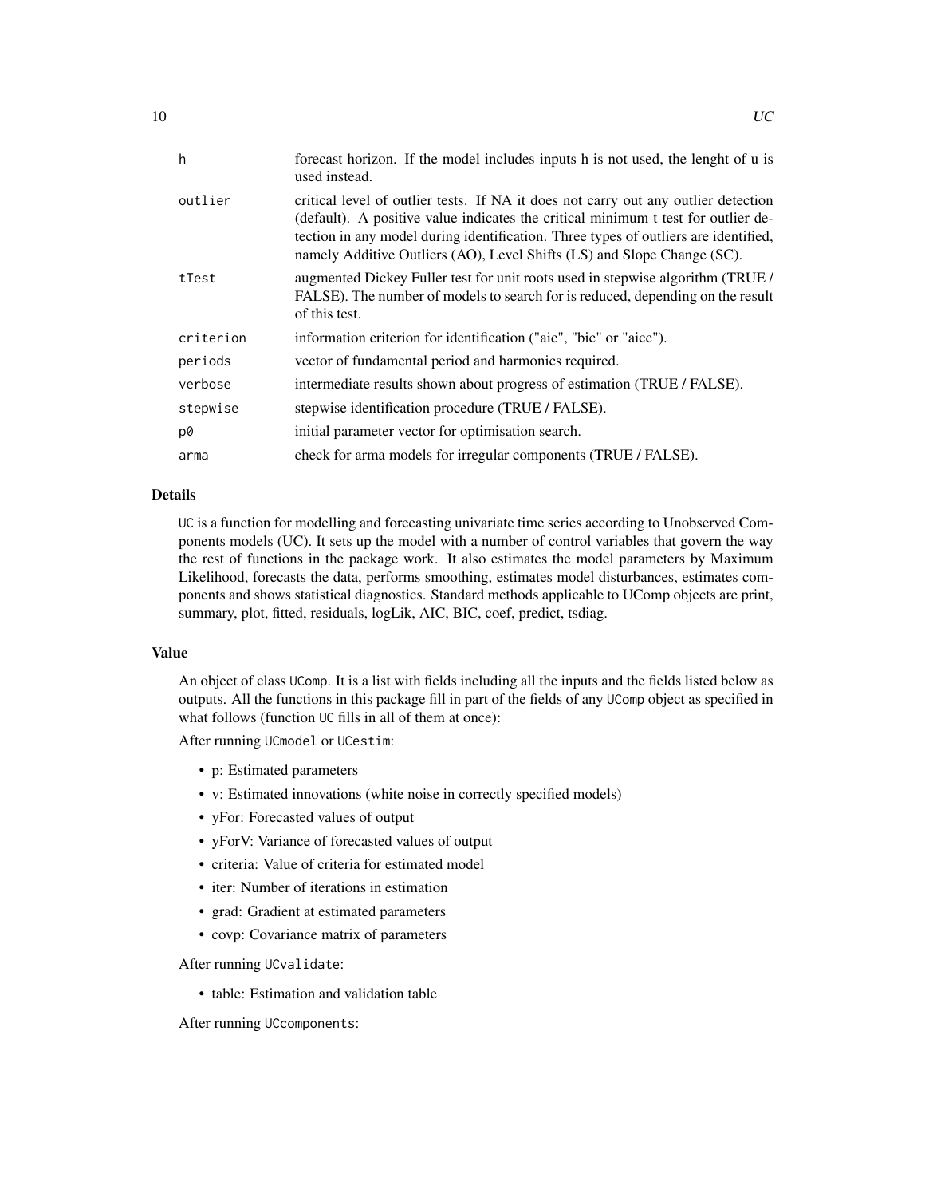| | |
|---|---|
| h | forecast horizon. If the model includes inputs h is not used, the lenght of u is used instead. |
| outlier | critical level of outlier tests. If NA it does not carry out any outlier detection (default). A positive value indicates the critical minimum t test for outlier detection in any model during identification. Three types of outliers are identified, namely Additive Outliers (AO), Level Shifts (LS) and Slope Change (SC). |
| tTest | augmented Dickey Fuller test for unit roots used in stepwise algorithm (TRUE / FALSE). The number of models to search for is reduced, depending on the result of this test. |
| criterion | information criterion for identification ("aic", "bic" or "aicc"). |
| periods | vector of fundamental period and harmonics required. |
| verbose | intermediate results shown about progress of estimation (TRUE / FALSE). |
| stepwise | stepwise identification procedure (TRUE / FALSE). |
| p0 | initial parameter vector for optimisation search. |
| arma | check for arma models for irregular components (TRUE / FALSE). |

## Details

UC is a function for modelling and forecasting univariate time series according to Unobserved Components models (UC). It sets up the model with a number of control variables that govern the way the rest of functions in the package work. It also estimates the model parameters by Maximum Likelihood, forecasts the data, performs smoothing, estimates model disturbances, estimates components and shows statistical diagnostics. Standard methods applicable to UComp objects are print, summary, plot, fitted, residuals, logLik, AIC, BIC, coef, predict, tsdiag.

## Value

An object of class UComp. It is a list with fields including all the inputs and the fields listed below as outputs. All the functions in this package fill in part of the fields of any UComp object as specified in what follows (function UC fills in all of them at once):

After running UCmodel or UCestim:

- p: Estimated parameters
- v: Estimated innovations (white noise in correctly specified models)
- yFor: Forecasted values of output
- yForV: Variance of forecasted values of output
- criteria: Value of criteria for estimated model
- iter: Number of iterations in estimation
- grad: Gradient at estimated parameters
- covp: Covariance matrix of parameters

After running UCvalidate:

- table: Estimation and validation table

After running UCcomponents: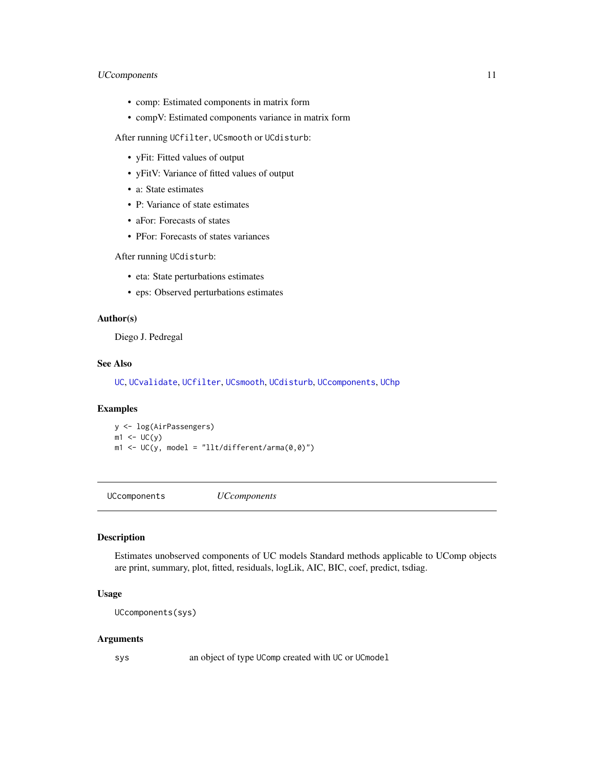- comp: Estimated components in matrix form
- compV: Estimated components variance in matrix form

After running `UCfilter`, `UCsmooth` or `UCdisturb`:

- yFit: Fitted values of output
- yFitV: Variance of fitted values of output
- a: State estimates
- P: Variance of state estimates
- aFor: Forecasts of states
- PFor: Forecasts of states variances

After running `UCdisturb`:

- eta: State perturbations estimates
- eps: Observed perturbations estimates

### Author(s)

Diego J. Pedregal

### See Also

UC, UCvalidate, UCfilter, UCsmooth, UCdisturb, UCcomponents, UChp

### Examples

```
y <- log(AirPassengers)
m1 <- UC(y)
m1 <- UC(y, model = "llt/different/arma(0,0)")
```

---

## UCcomponents *UCcomponents*

---

### Description

Estimates unobserved components of UC models Standard methods applicable to UComp objects are print, summary, plot, fitted, residuals, logLik, AIC, BIC, coef, predict, tsdiag.

### Usage

```
UCcomponents(sys)
```

### Arguments

| | |
|---|---|
| sys | an object of type `UComp` created with `UC` or `UCmodel` |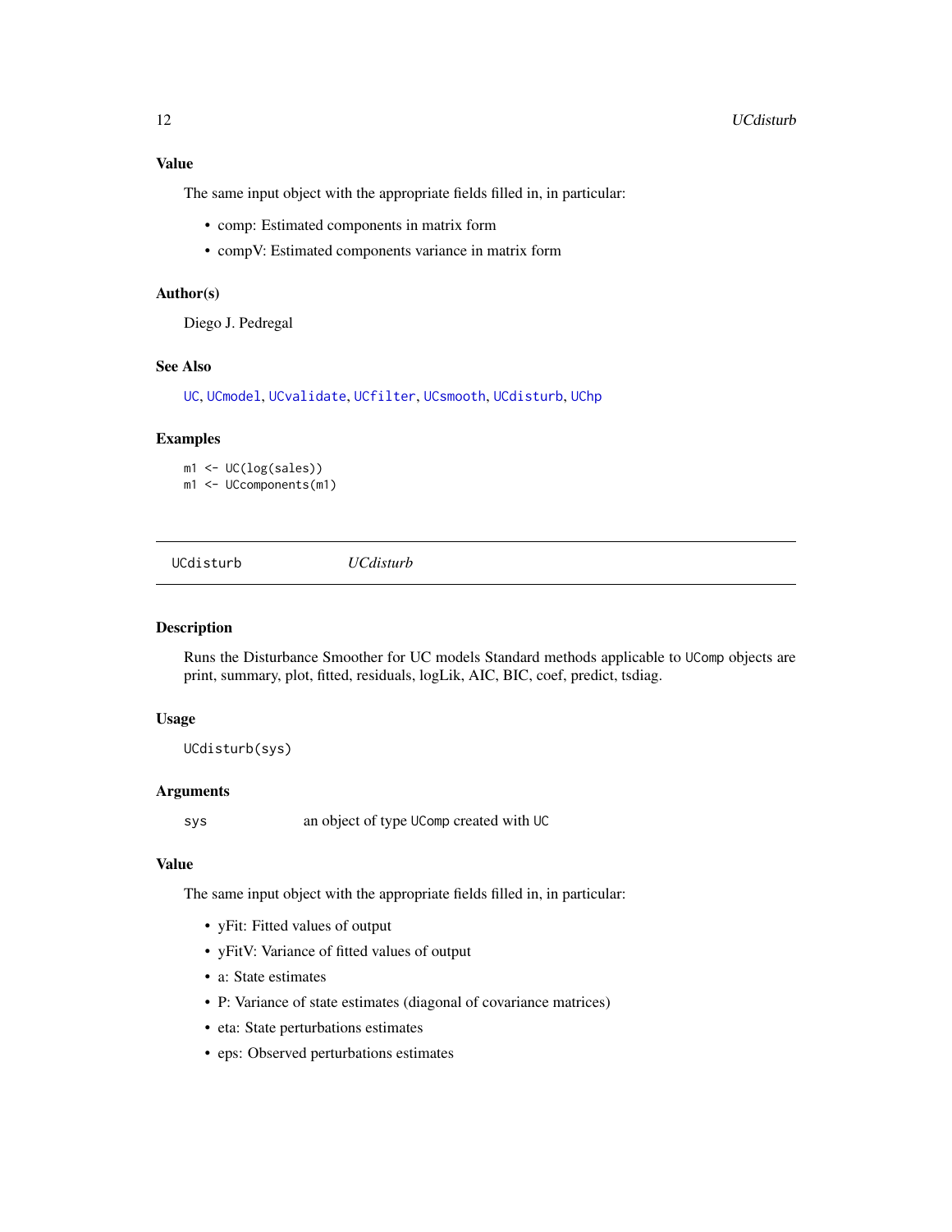### Value

The same input object with the appropriate fields filled in, in particular:

- comp: Estimated components in matrix form
- compV: Estimated components variance in matrix form

### Author(s)

Diego J. Pedregal

### See Also

UC, UCmodel, UCvalidate, UCfilter, UCsmooth, UCdisturb, UChp

### Examples

```
m1 <- UC(log(sales))
m1 <- UCcomponents(m1)
```

---

## UCdisturb *UCdisturb*

---

### Description

Runs the Disturbance Smoother for UC models Standard methods applicable to UComp objects are print, summary, plot, fitted, residuals, logLik, AIC, BIC, coef, predict, tsdiag.

### Usage

```
UCdisturb(sys)
```

### Arguments

| | |
|---|---|
| sys | an object of type UComp created with UC |

### Value

The same input object with the appropriate fields filled in, in particular:

- yFit: Fitted values of output
- yFitV: Variance of fitted values of output
- a: State estimates
- P: Variance of state estimates (diagonal of covariance matrices)
- eta: State perturbations estimates
- eps: Observed perturbations estimates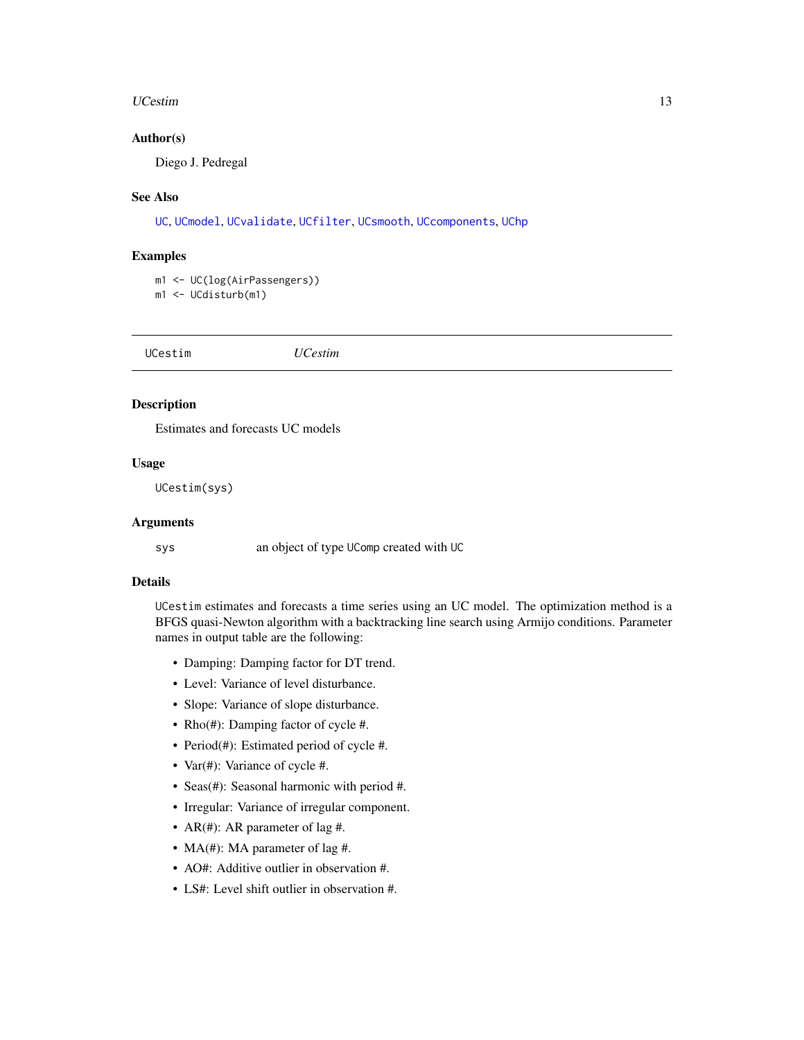### Author(s)

Diego J. Pedregal

### See Also

UC, UCmodel, UCvalidate, UCfilter, UCsmooth, UCcomponents, UChp

### Examples

```
m1 <- UC(log(AirPassengers))
m1 <- UCdisturb(m1)
```

---

## UCestim *UCestim*

---

### Description

Estimates and forecasts UC models

### Usage

```
UCestim(sys)
```

### Arguments

| | |
|---|---|
| sys | an object of type UComp created with UC |

### Details

UCestim estimates and forecasts a time series using an UC model. The optimization method is a BFGS quasi-Newton algorithm with a backtracking line search using Armijo conditions. Parameter names in output table are the following:

- Damping: Damping factor for DT trend.
- Level: Variance of level disturbance.
- Slope: Variance of slope disturbance.
- Rho(#): Damping factor of cycle #.
- Period(#): Estimated period of cycle #.
- Var(#): Variance of cycle #.
- Seas(#): Seasonal harmonic with period #.
- Irregular: Variance of irregular component.
- AR(#): AR parameter of lag #.
- MA(#): MA parameter of lag #.
- AO#: Additive outlier in observation #.
- LS#: Level shift outlier in observation #.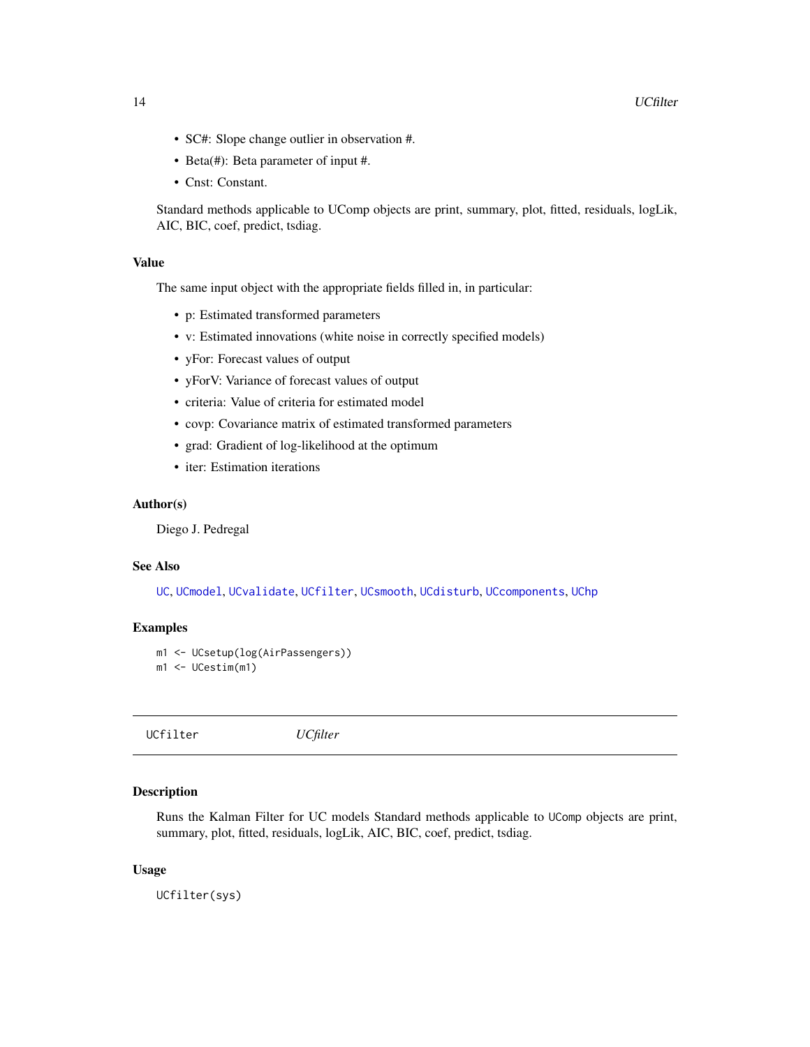- SC#: Slope change outlier in observation #.
- Beta(#): Beta parameter of input #.
- Cnst: Constant.

Standard methods applicable to UComp objects are print, summary, plot, fitted, residuals, logLik, AIC, BIC, coef, predict, tsdiag.

### Value

The same input object with the appropriate fields filled in, in particular:

- p: Estimated transformed parameters
- v: Estimated innovations (white noise in correctly specified models)
- yFor: Forecast values of output
- yForV: Variance of forecast values of output
- criteria: Value of criteria for estimated model
- covp: Covariance matrix of estimated transformed parameters
- grad: Gradient of log-likelihood at the optimum
- iter: Estimation iterations

### Author(s)

Diego J. Pedregal

### See Also

UC, UCmodel, UCvalidate, UCfilter, UCsmooth, UCdisturb, UCcomponents, UChp

### Examples

```
m1 <- UCsetup(log(AirPassengers))
m1 <- UCestim(m1)
```

---

## UCfilter *UCfilter*

---

### Description

Runs the Kalman Filter for UC models Standard methods applicable to UComp objects are print, summary, plot, fitted, residuals, logLik, AIC, BIC, coef, predict, tsdiag.

### Usage

```
UCfilter(sys)
```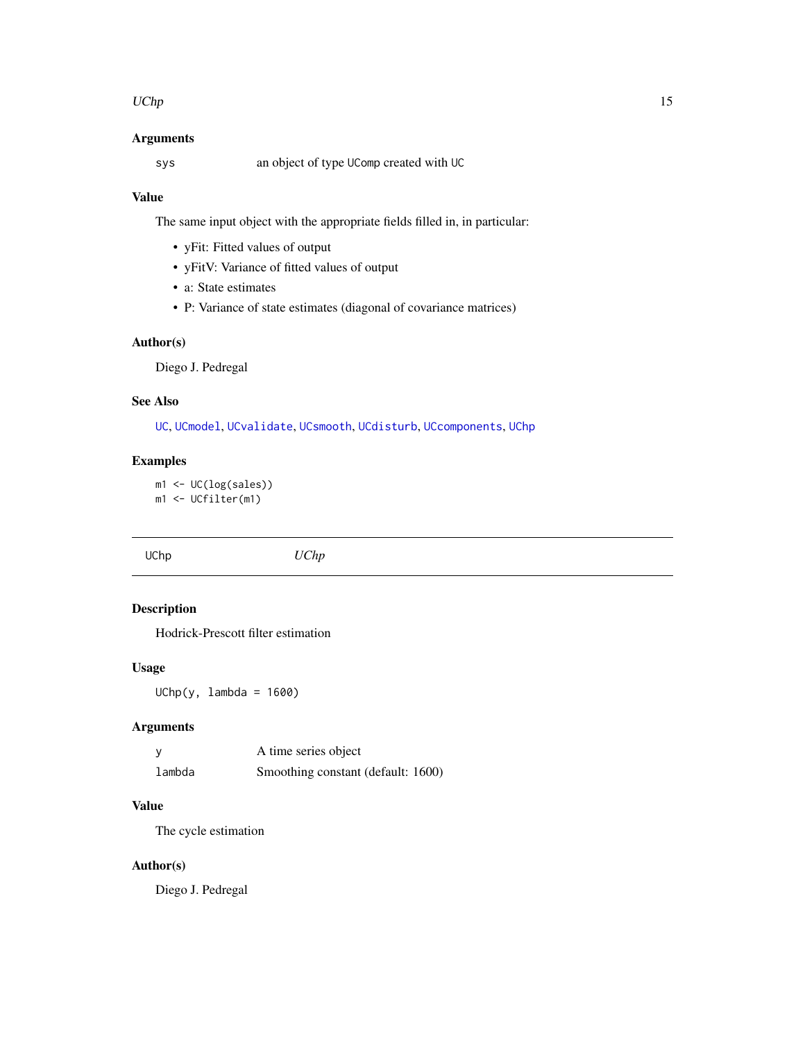### Arguments

| | |
|---|---|
| `sys` | an object of type `UComp` created with `UC` |

### Value

The same input object with the appropriate fields filled in, in particular:

- yFit: Fitted values of output
- yFitV: Variance of fitted values of output
- a: State estimates
- P: Variance of state estimates (diagonal of covariance matrices)

### Author(s)

Diego J. Pedregal

### See Also

`UC`, `UCmodel`, `UCvalidate`, `UCsmooth`, `UCdisturb`, `UCcomponents`, `UChp`

### Examples

```
m1 <- UC(log(sales))
m1 <- UCfilter(m1)
```

---

## UChp — *UChp*

---

### Description

Hodrick-Prescott filter estimation

### Usage

```
UChp(y, lambda = 1600)
```

### Arguments

| | |
|---|---|
| `y` | A time series object |
| `lambda` | Smoothing constant (default: 1600) |

### Value

The cycle estimation

### Author(s)

Diego J. Pedregal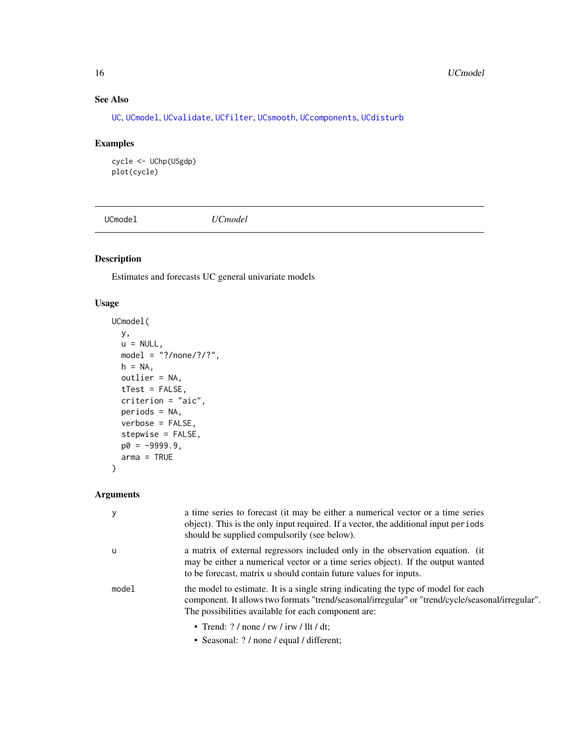## See Also

UC, UCmodel, UCvalidate, UCfilter, UCsmooth, UCcomponents, UCdisturb

## Examples

```
cycle <- UChp(USgdp)
plot(cycle)
```

---

# UCmodel — *UCmodel*

## Description

Estimates and forecasts UC general univariate models

## Usage

```
UCmodel(
  y,
  u = NULL,
  model = "?/none/?/?",
  h = NA,
  outlier = NA,
  tTest = FALSE,
  criterion = "aic",
  periods = NA,
  verbose = FALSE,
  stepwise = FALSE,
  p0 = -9999.9,
  arma = TRUE
)
```

## Arguments

| | |
|---|---|
| y | a time series to forecast (it may be either a numerical vector or a time series object). This is the only input required. If a vector, the additional input `periods` should be supplied compulsorily (see below). |
| u | a matrix of external regressors included only in the observation equation. (it may be either a numerical vector or a time series object). If the output wanted to be forecast, matrix u should contain future values for inputs. |
| model | the model to estimate. It is a single string indicating the type of model for each component. It allows two formats "trend/seasonal/irregular" or "trend/cycle/seasonal/irregular". The possibilities available for each component are:<br>• Trend: ? / none / rw / irw / llt / dt;<br>• Seasonal: ? / none / equal / different; |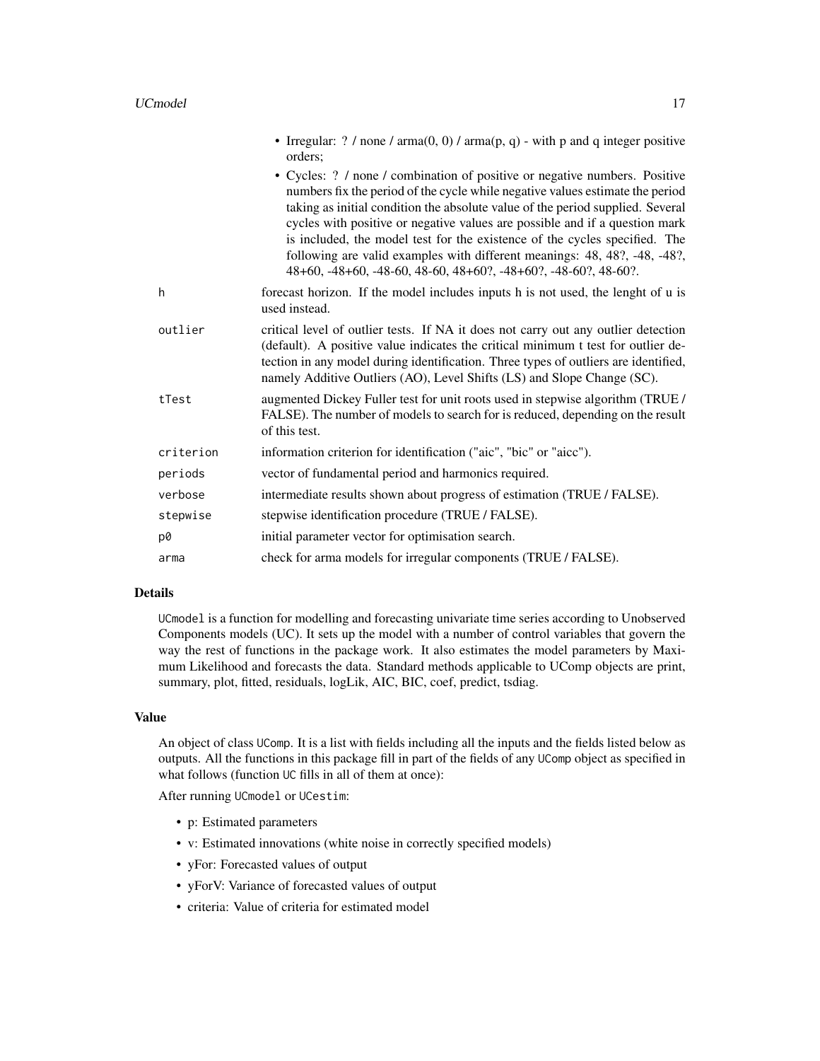- Irregular: ? / none / arma(0, 0) / arma(p, q) - with p and q integer positive orders;
- Cycles: ? / none / combination of positive or negative numbers. Positive numbers fix the period of the cycle while negative values estimate the period taking as initial condition the absolute value of the period supplied. Several cycles with positive or negative values are possible and if a question mark is included, the model test for the existence of the cycles specified. The following are valid examples with different meanings: 48, 48?, -48, -48?, 48+60, -48+60, -48-60, 48-60, 48+60?, -48+60?, -48-60?, 48-60?.

| | |
|---|---|
| `h` | forecast horizon. If the model includes inputs h is not used, the lenght of u is used instead. |
| `outlier` | critical level of outlier tests. If NA it does not carry out any outlier detection (default). A positive value indicates the critical minimum t test for outlier detection in any model during identification. Three types of outliers are identified, namely Additive Outliers (AO), Level Shifts (LS) and Slope Change (SC). |
| `tTest` | augmented Dickey Fuller test for unit roots used in stepwise algorithm (TRUE / FALSE). The number of models to search for is reduced, depending on the result of this test. |
| `criterion` | information criterion for identification ("aic", "bic" or "aicc"). |
| `periods` | vector of fundamental period and harmonics required. |
| `verbose` | intermediate results shown about progress of estimation (TRUE / FALSE). |
| `stepwise` | stepwise identification procedure (TRUE / FALSE). |
| `p0` | initial parameter vector for optimisation search. |
| `arma` | check for arma models for irregular components (TRUE / FALSE). |

## Details

`UCmodel` is a function for modelling and forecasting univariate time series according to Unobserved Components models (UC). It sets up the model with a number of control variables that govern the way the rest of functions in the package work. It also estimates the model parameters by Maximum Likelihood and forecasts the data. Standard methods applicable to UComp objects are print, summary, plot, fitted, residuals, logLik, AIC, BIC, coef, predict, tsdiag.

## Value

An object of class `UComp`. It is a list with fields including all the inputs and the fields listed below as outputs. All the functions in this package fill in part of the fields of any `UComp` object as specified in what follows (function `UC` fills in all of them at once):

After running `UCmodel` or `UCestim`:

- p: Estimated parameters
- v: Estimated innovations (white noise in correctly specified models)
- yFor: Forecasted values of output
- yForV: Variance of forecasted values of output
- criteria: Value of criteria for estimated model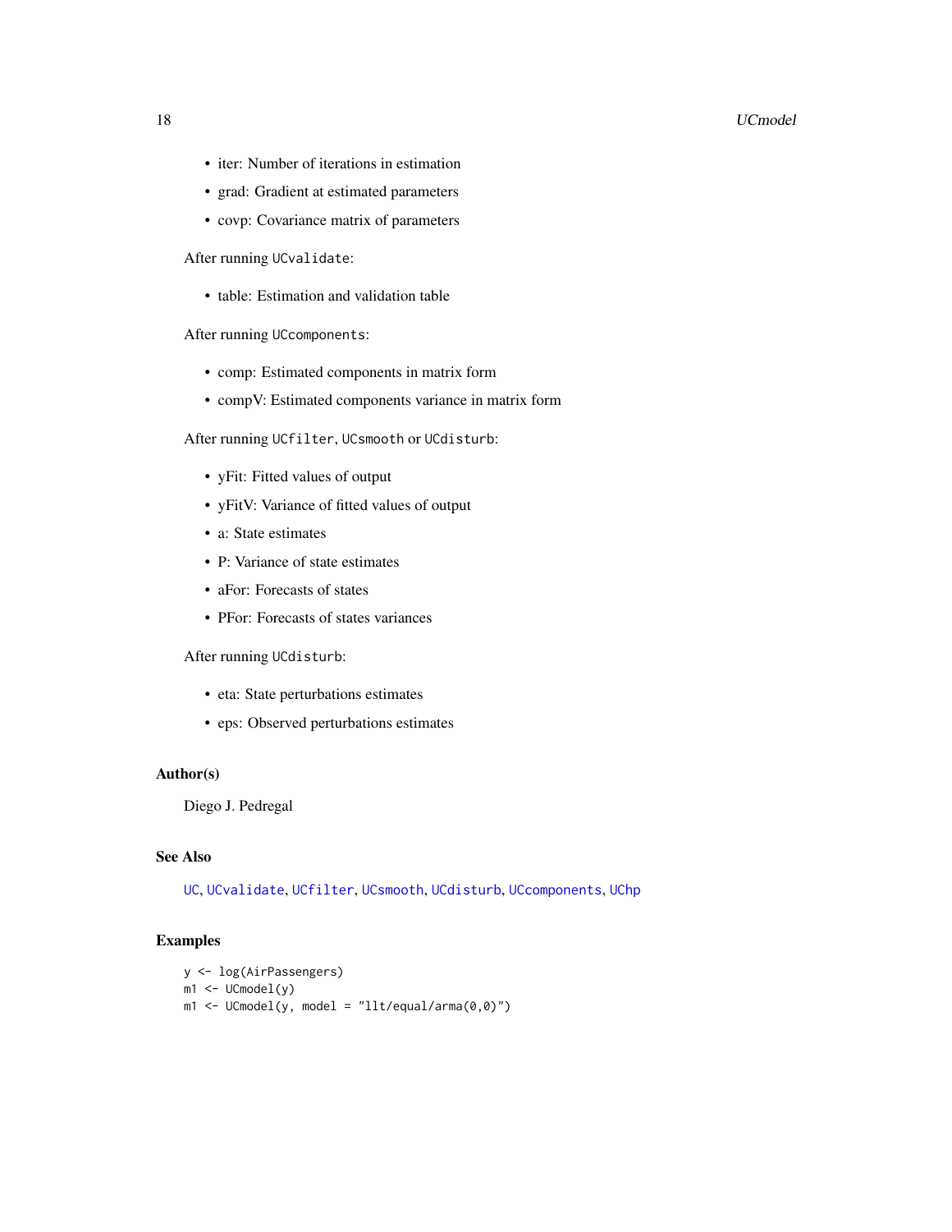- iter: Number of iterations in estimation
- grad: Gradient at estimated parameters
- covp: Covariance matrix of parameters

After running `UCvalidate`:

- table: Estimation and validation table

After running `UCcomponents`:

- comp: Estimated components in matrix form
- compV: Estimated components variance in matrix form

After running `UCfilter`, `UCsmooth` or `UCdisturb`:

- yFit: Fitted values of output
- yFitV: Variance of fitted values of output
- a: State estimates
- P: Variance of state estimates
- aFor: Forecasts of states
- PFor: Forecasts of states variances

After running `UCdisturb`:

- eta: State perturbations estimates
- eps: Observed perturbations estimates

### Author(s)

Diego J. Pedregal

### See Also

`UC`, `UCvalidate`, `UCfilter`, `UCsmooth`, `UCdisturb`, `UCcomponents`, `UChp`

### Examples

```
y <- log(AirPassengers)
m1 <- UCmodel(y)
m1 <- UCmodel(y, model = "llt/equal/arma(0,0)")
```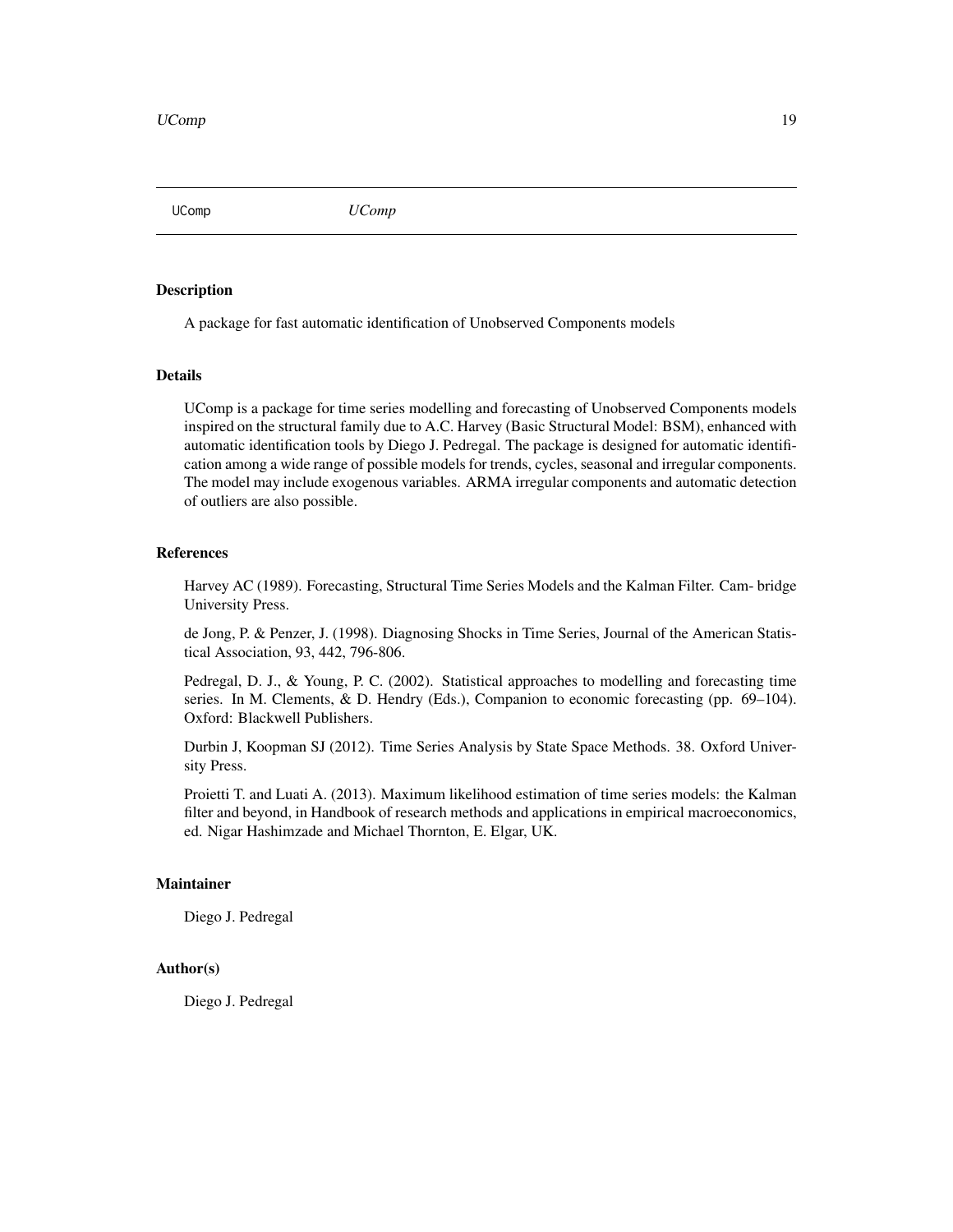# UComp    *UComp*

## Description

A package for fast automatic identification of Unobserved Components models

## Details

UComp is a package for time series modelling and forecasting of Unobserved Components models inspired on the structural family due to A.C. Harvey (Basic Structural Model: BSM), enhanced with automatic identification tools by Diego J. Pedregal. The package is designed for automatic identification among a wide range of possible models for trends, cycles, seasonal and irregular components. The model may include exogenous variables. ARMA irregular components and automatic detection of outliers are also possible.

## References

Harvey AC (1989). Forecasting, Structural Time Series Models and the Kalman Filter. Cam- bridge University Press.

de Jong, P. & Penzer, J. (1998). Diagnosing Shocks in Time Series, Journal of the American Statistical Association, 93, 442, 796-806.

Pedregal, D. J., & Young, P. C. (2002). Statistical approaches to modelling and forecasting time series. In M. Clements, & D. Hendry (Eds.), Companion to economic forecasting (pp. 69–104). Oxford: Blackwell Publishers.

Durbin J, Koopman SJ (2012). Time Series Analysis by State Space Methods. 38. Oxford University Press.

Proietti T. and Luati A. (2013). Maximum likelihood estimation of time series models: the Kalman filter and beyond, in Handbook of research methods and applications in empirical macroeconomics, ed. Nigar Hashimzade and Michael Thornton, E. Elgar, UK.

## Maintainer

Diego J. Pedregal

## Author(s)

Diego J. Pedregal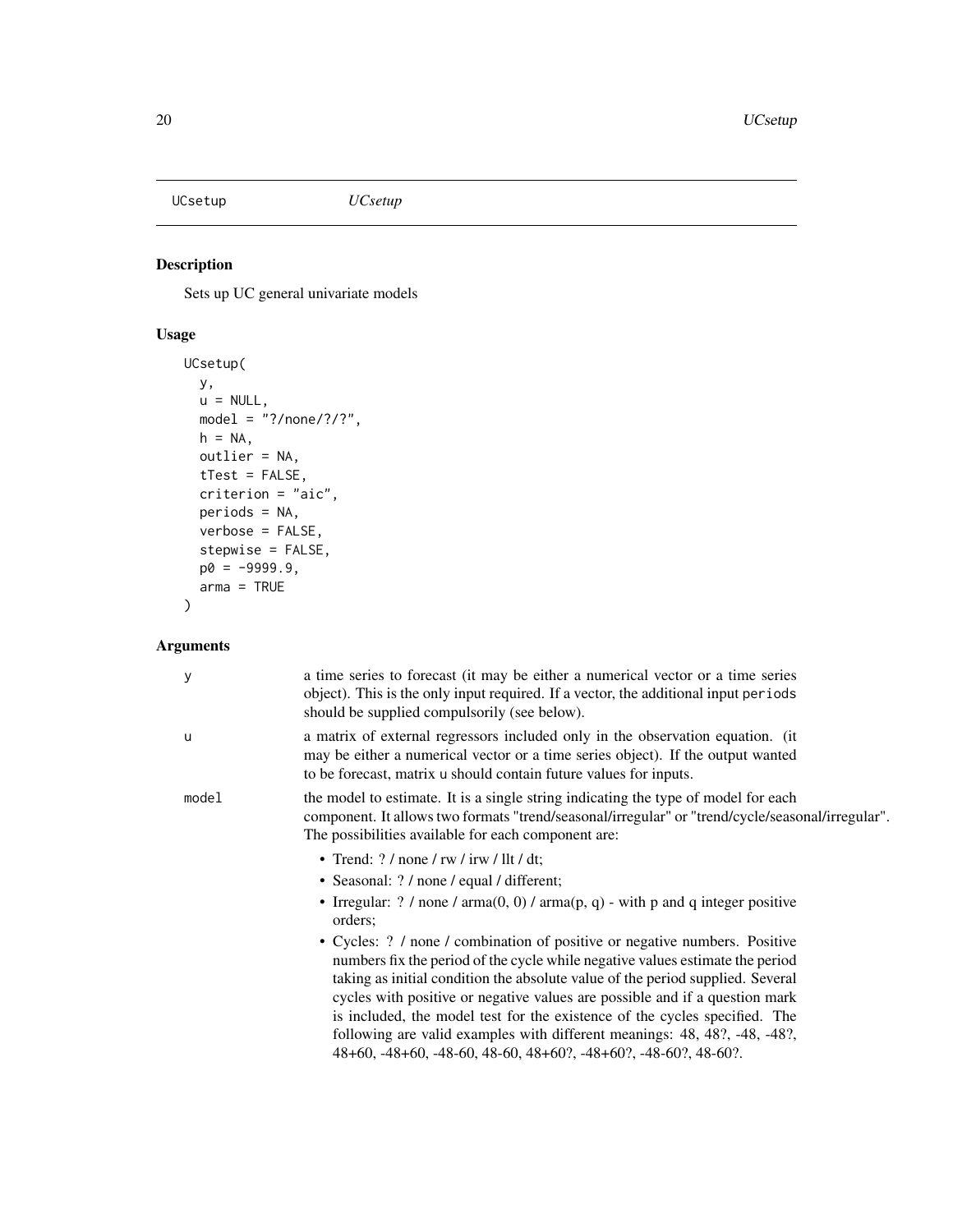## UCsetup *UCsetup*

### Description

Sets up UC general univariate models

### Usage

```
UCsetup(
  y,
  u = NULL,
  model = "?/none/?/?",
  h = NA,
  outlier = NA,
  tTest = FALSE,
  criterion = "aic",
  periods = NA,
  verbose = FALSE,
  stepwise = FALSE,
  p0 = -9999.9,
  arma = TRUE
)
```

### Arguments

| | |
|---|---|
| y | a time series to forecast (it may be either a numerical vector or a time series object). This is the only input required. If a vector, the additional input `periods` should be supplied compulsorily (see below). |
| u | a matrix of external regressors included only in the observation equation. (it may be either a numerical vector or a time series object). If the output wanted to be forecast, matrix u should contain future values for inputs. |
| model | the model to estimate. It is a single string indicating the type of model for each component. It allows two formats "trend/seasonal/irregular" or "trend/cycle/seasonal/irregular". The possibilities available for each component are: <br>• Trend: ? / none / rw / irw / llt / dt; <br>• Seasonal: ? / none / equal / different; <br>• Irregular: ? / none / arma(0, 0) / arma(p, q) - with p and q integer positive orders; <br>• Cycles: ? / none / combination of positive or negative numbers. Positive numbers fix the period of the cycle while negative values estimate the period taking as initial condition the absolute value of the period supplied. Several cycles with positive or negative values are possible and if a question mark is included, the model test for the existence of the cycles specified. The following are valid examples with different meanings: 48, 48?, -48, -48?, 48+60, -48+60, -48-60, 48-60, 48+60?, -48+60?, -48-60?, 48-60?. |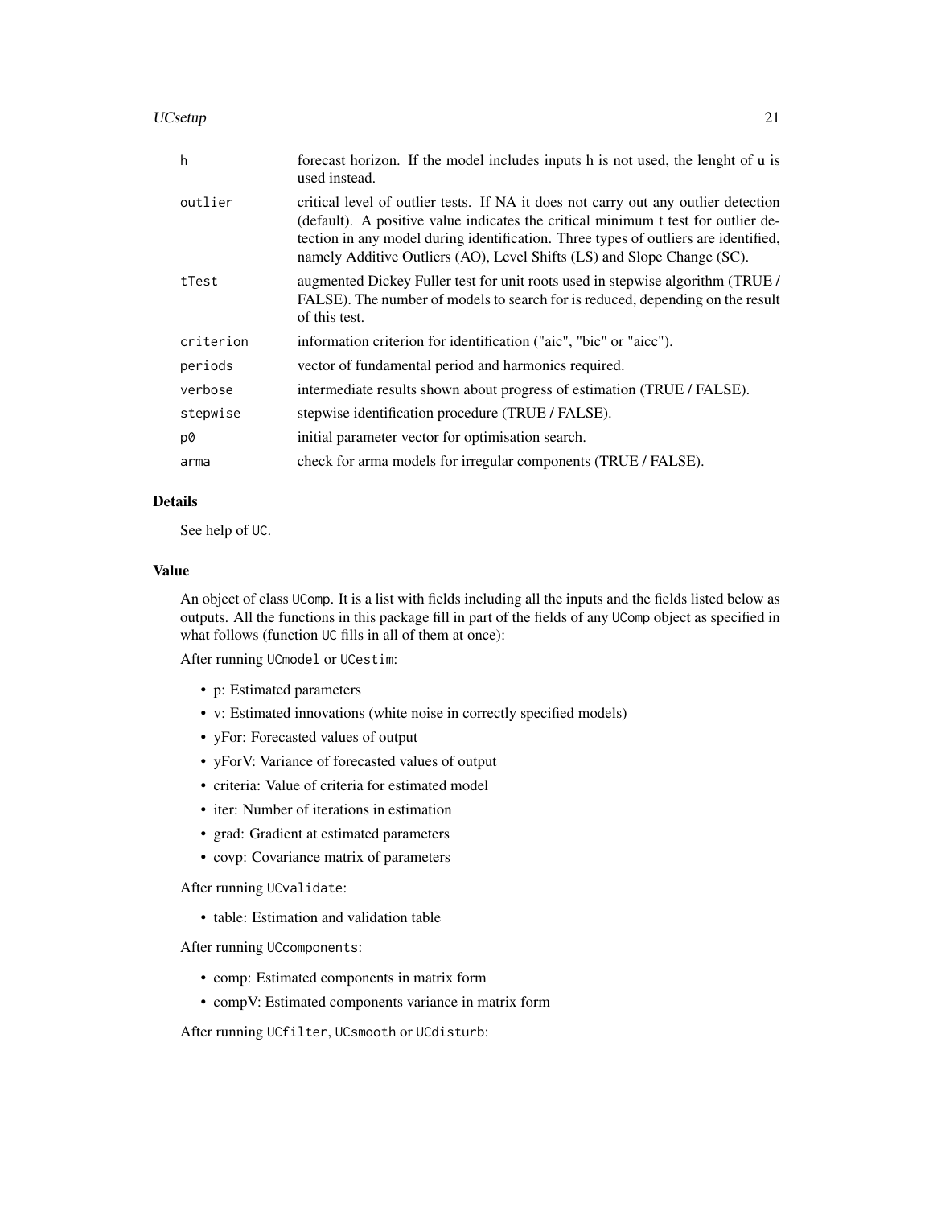| | |
|---|---|
| h | forecast horizon. If the model includes inputs h is not used, the lenght of u is used instead. |
| outlier | critical level of outlier tests. If NA it does not carry out any outlier detection (default). A positive value indicates the critical minimum t test for outlier detection in any model during identification. Three types of outliers are identified, namely Additive Outliers (AO), Level Shifts (LS) and Slope Change (SC). |
| tTest | augmented Dickey Fuller test for unit roots used in stepwise algorithm (TRUE / FALSE). The number of models to search for is reduced, depending on the result of this test. |
| criterion | information criterion for identification ("aic", "bic" or "aicc"). |
| periods | vector of fundamental period and harmonics required. |
| verbose | intermediate results shown about progress of estimation (TRUE / FALSE). |
| stepwise | stepwise identification procedure (TRUE / FALSE). |
| p0 | initial parameter vector for optimisation search. |
| arma | check for arma models for irregular components (TRUE / FALSE). |

### Details

See help of `UC`.

### Value

An object of class `UComp`. It is a list with fields including all the inputs and the fields listed below as outputs. All the functions in this package fill in part of the fields of any `UComp` object as specified in what follows (function `UC` fills in all of them at once):

After running `UCmodel` or `UCestim`:

- p: Estimated parameters
- v: Estimated innovations (white noise in correctly specified models)
- yFor: Forecasted values of output
- yForV: Variance of forecasted values of output
- criteria: Value of criteria for estimated model
- iter: Number of iterations in estimation
- grad: Gradient at estimated parameters
- covp: Covariance matrix of parameters

After running `UCvalidate`:

- table: Estimation and validation table

After running `UCcomponents`:

- comp: Estimated components in matrix form
- compV: Estimated components variance in matrix form

After running `UCfilter`, `UCsmooth` or `UCdisturb`: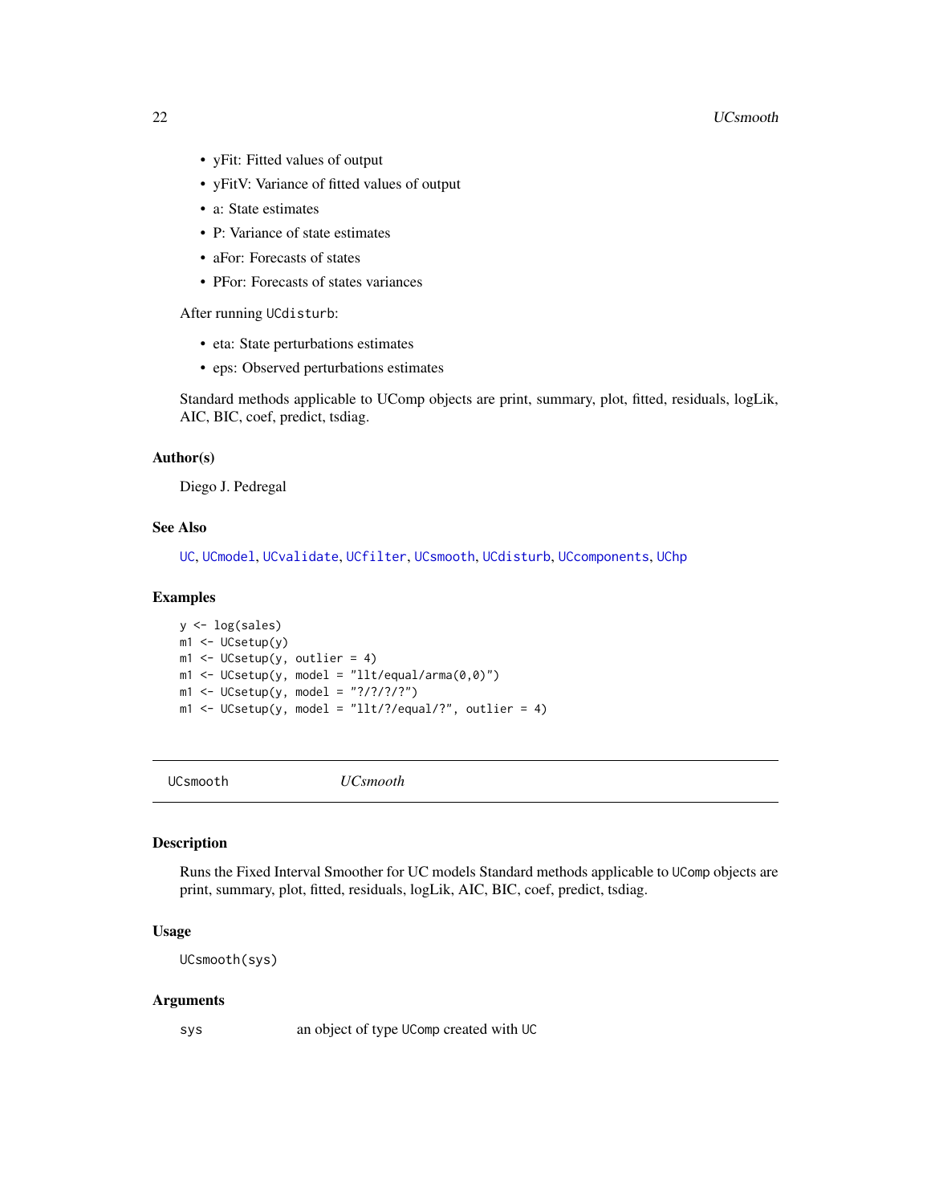- yFit: Fitted values of output
- yFitV: Variance of fitted values of output
- a: State estimates
- P: Variance of state estimates
- aFor: Forecasts of states
- PFor: Forecasts of states variances

After running `UCdisturb`:

- eta: State perturbations estimates
- eps: Observed perturbations estimates

Standard methods applicable to UComp objects are print, summary, plot, fitted, residuals, logLik, AIC, BIC, coef, predict, tsdiag.

### Author(s)

Diego J. Pedregal

### See Also

`UC`, `UCmodel`, `UCvalidate`, `UCfilter`, `UCsmooth`, `UCdisturb`, `UCcomponents`, `UChp`

### Examples

```
y <- log(sales)
m1 <- UCsetup(y)
m1 <- UCsetup(y, outlier = 4)
m1 <- UCsetup(y, model = "llt/equal/arma(0,0)")
m1 <- UCsetup(y, model = "?/?/?/?")
m1 <- UCsetup(y, model = "llt/?/equal/?", outlier = 4)
```

---

## UCsmooth *UCsmooth*

### Description

Runs the Fixed Interval Smoother for UC models Standard methods applicable to `UComp` objects are print, summary, plot, fitted, residuals, logLik, AIC, BIC, coef, predict, tsdiag.

### Usage

```
UCsmooth(sys)
```

### Arguments

| | |
|---|---|
| sys | an object of type `UComp` created with `UC` |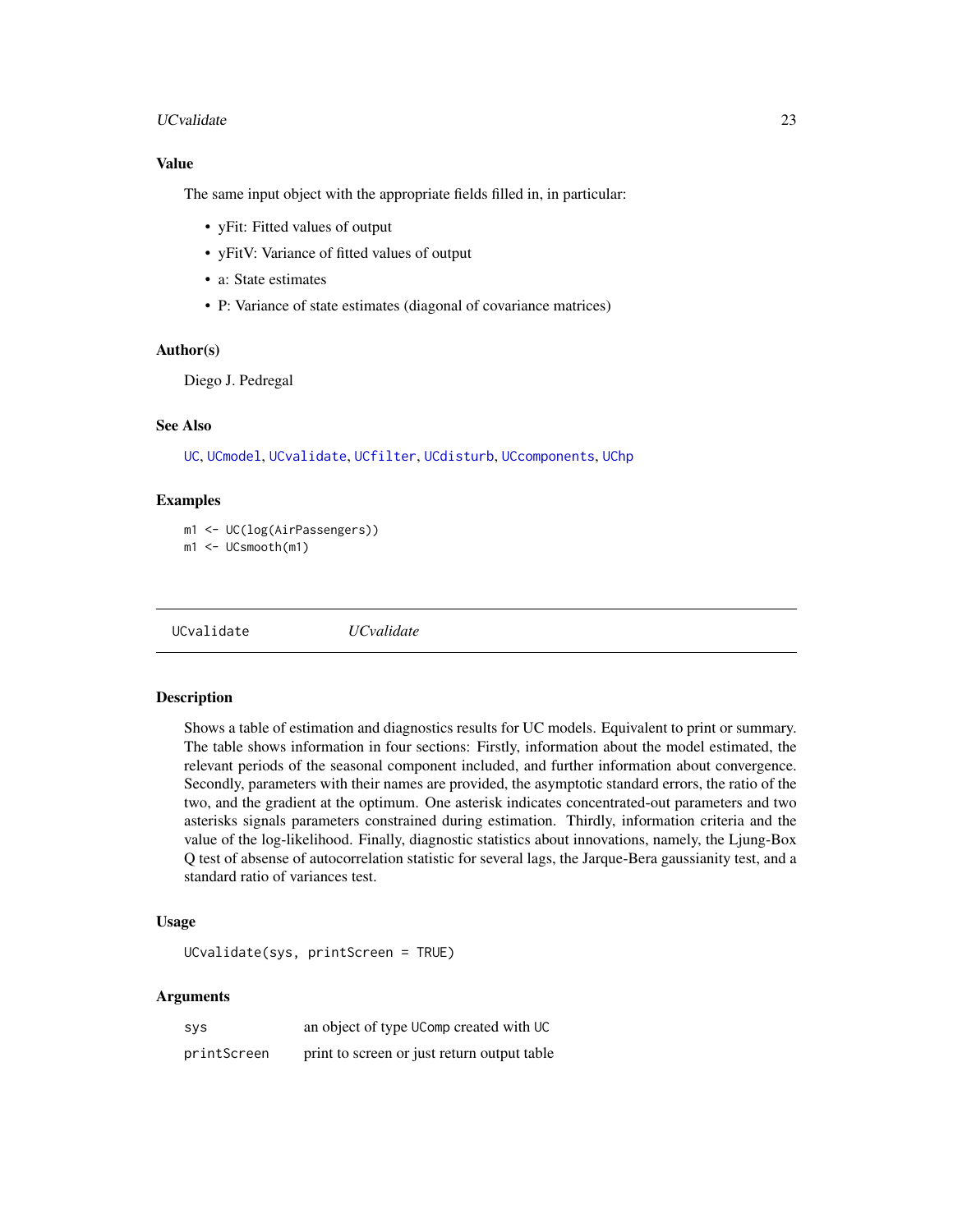## Value

The same input object with the appropriate fields filled in, in particular:

- yFit: Fitted values of output
- yFitV: Variance of fitted values of output
- a: State estimates
- P: Variance of state estimates (diagonal of covariance matrices)

## Author(s)

Diego J. Pedregal

## See Also

UC, UCmodel, UCvalidate, UCfilter, UCdisturb, UCcomponents, UChp

## Examples

```
m1 <- UC(log(AirPassengers))
m1 <- UCsmooth(m1)
```

---

# UCvalidate *UCvalidate*

---

## Description

Shows a table of estimation and diagnostics results for UC models. Equivalent to print or summary. The table shows information in four sections: Firstly, information about the model estimated, the relevant periods of the seasonal component included, and further information about convergence. Secondly, parameters with their names are provided, the asymptotic standard errors, the ratio of the two, and the gradient at the optimum. One asterisk indicates concentrated-out parameters and two asterisks signals parameters constrained during estimation. Thirdly, information criteria and the value of the log-likelihood. Finally, diagnostic statistics about innovations, namely, the Ljung-Box Q test of absense of autocorrelation statistic for several lags, the Jarque-Bera gaussianity test, and a standard ratio of variances test.

## Usage

```
UCvalidate(sys, printScreen = TRUE)
```

## Arguments

| | |
|---|---|
| sys | an object of type UComp created with UC |
| printScreen | print to screen or just return output table |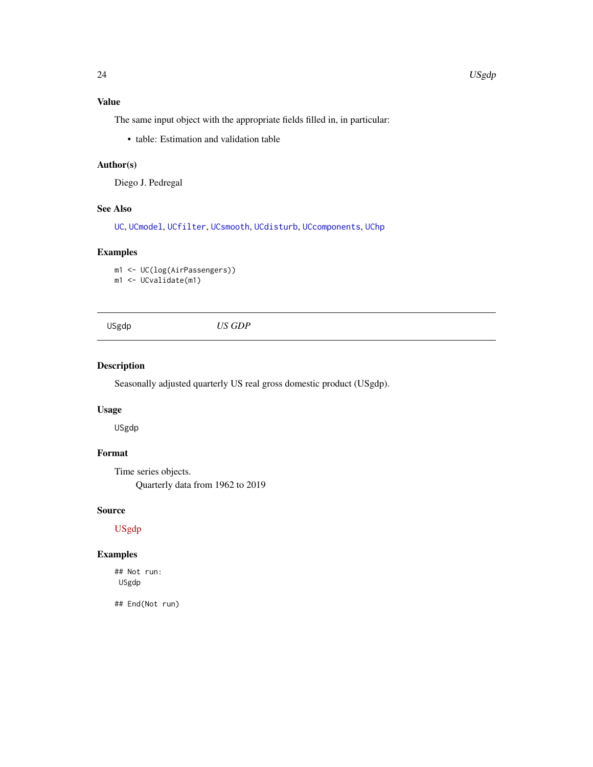## Value

The same input object with the appropriate fields filled in, in particular:

- table: Estimation and validation table

## Author(s)

Diego J. Pedregal

## See Also

UC, UCmodel, UCfilter, UCsmooth, UCdisturb, UCcomponents, UChp

## Examples

```
m1 <- UC(log(AirPassengers))
m1 <- UCvalidate(m1)
```

---

# USgdp — *US GDP*

## Description

Seasonally adjusted quarterly US real gross domestic product (USgdp).

## Usage

```
USgdp
```

## Format

Time series objects.
    Quarterly data from 1962 to 2019

## Source

USgdp

## Examples

```
## Not run:
 USgdp

## End(Not run)
```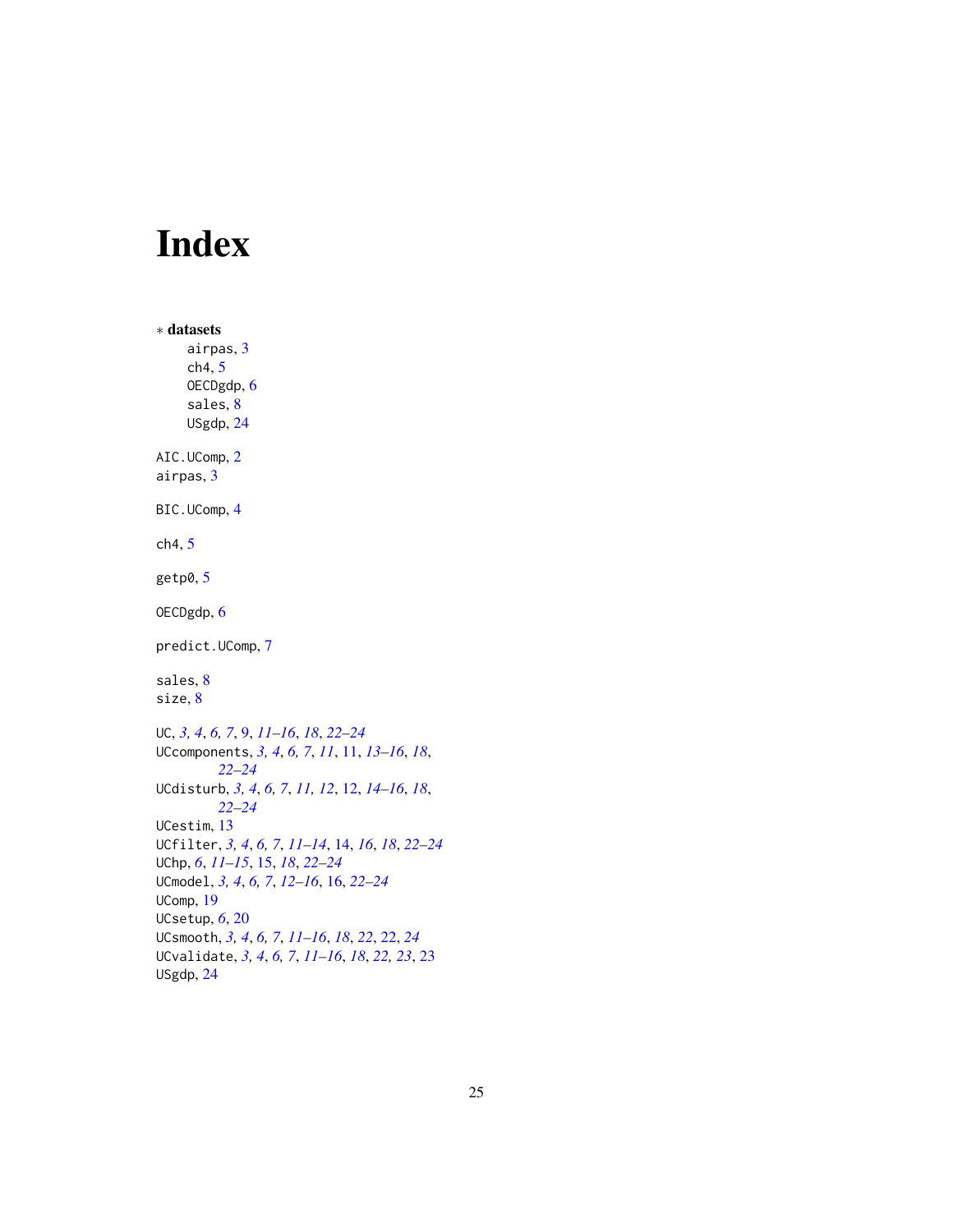# Index

∗ **datasets**
- airpas, 3
- ch4, 5
- OECDgdp, 6
- sales, 8
- USgdp, 24

AIC.UComp, 2
airpas, 3

BIC.UComp, 4

ch4, 5

getp0, 5

OECDgdp, 6

predict.UComp, 7

sales, 8
size, 8

UC, *3, 4*, *6, 7*, 9, *11–16*, *18*, *22–24*
UCcomponents, *3, 4*, *6, 7*, *11*, 11, *13–16*, *18*, *22–24*
UCdisturb, *3, 4*, *6, 7*, *11, 12*, 12, *14–16*, *18*, *22–24*
UCestim, 13
UCfilter, *3, 4*, *6, 7*, *11–14*, 14, *16*, *18*, *22–24*
UChp, *6*, *11–15*, 15, *18*, *22–24*
UCmodel, *3, 4*, *6, 7*, *12–16*, 16, *22–24*
UComp, 19
UCsetup, *6*, 20
UCsmooth, *3, 4*, *6, 7*, *11–16*, *18*, *22*, 22, *24*
UCvalidate, *3, 4*, *6, 7*, *11–16*, *18*, *22, 23*, 23
USgdp, 24